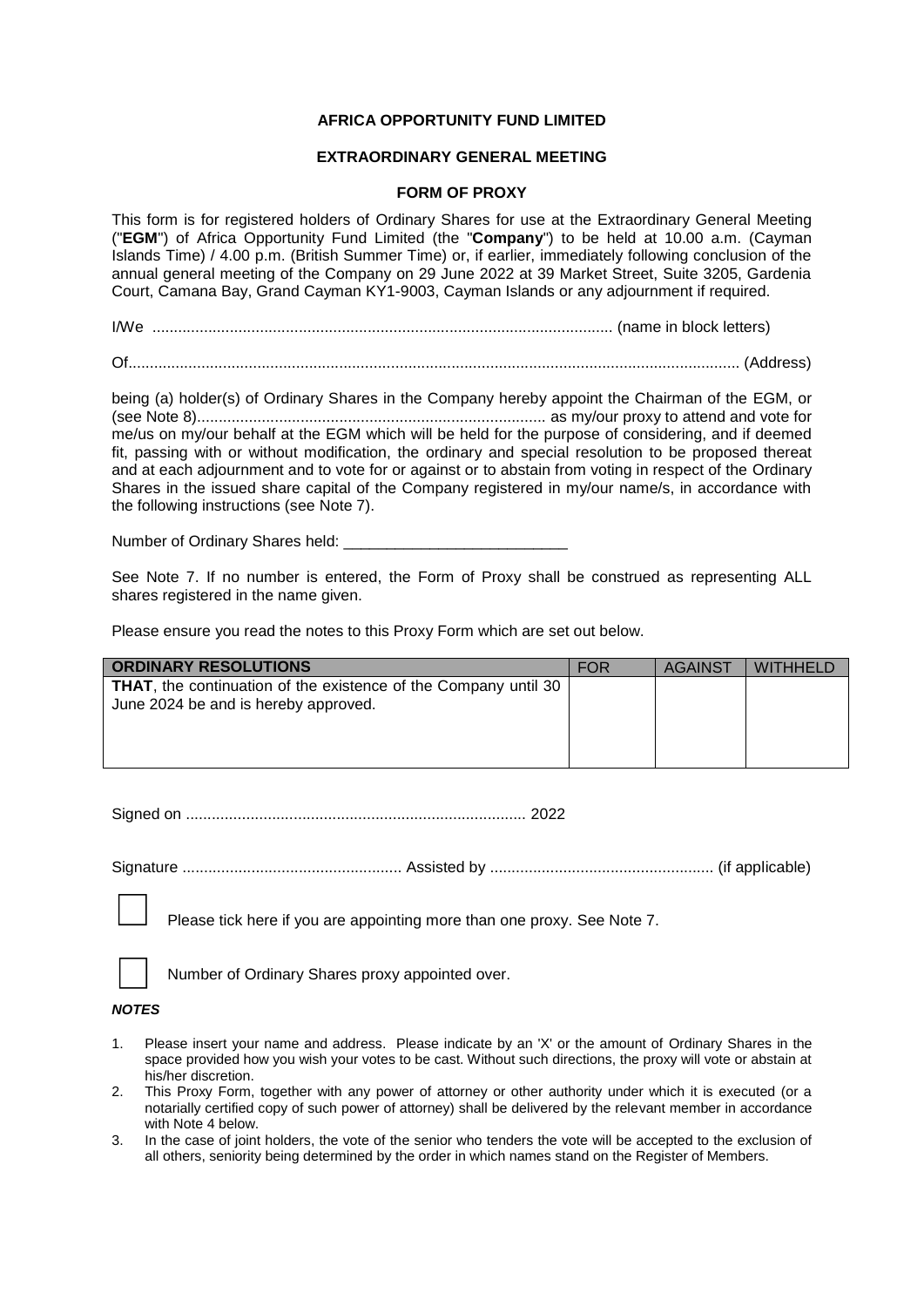**AFRICA OPPORTUNITY FUND LIMITED**

**EXTRAORDINARY GENERAL MEETING**

**FORM OF PROXY**

This form is for registered holders of Ordinary Shares for use at the Extraordinary General Meeting ("**EGM**") of Africa Opportunity Fund Limited (the "**Company**") to be held at 10.00 a.m. (Cayman Islands Time) / 4.00 p.m. (British Summer Time) or, if earlier, immediately following conclusion of the annual general meeting of the Company on 29 June 2022 at 39 Market Street, Suite 3205, Gardenia Court, Camana Bay, Grand Cayman KY1-9003, Cayman Islands or any adjournment if required.

I/We .......................................................................................................... (name in block letters)

Of............................................................................................................................................. (Address)

being (a) holder(s) of Ordinary Shares in the Company hereby appoint the Chairman of the EGM, or (see Note 8)................................................................................. as my/our proxy to attend and vote for me/us on my/our behalf at the EGM which will be held for the purpose of considering, and if deemed fit, passing with or without modification, the ordinary and special resolution to be proposed thereat and at each adjournment and to vote for or against or to abstain from voting in respect of the Ordinary Shares in the issued share capital of the Company registered in my/our name/s, in accordance with the following instructions (see Note 7).

Number of Ordinary Shares held: __________________________

See Note 7. If no number is entered, the Form of Proxy shall be construed as representing ALL shares registered in the name given.

Please ensure you read the notes to this Proxy Form which are set out below.

| **ORDINARY RESOLUTIONS** | FOR | AGAINST | WITHHELD |
|---|---|---|---|
| **THAT**, the continuation of the existence of the Company until 30 June 2024 be and is hereby approved. | | | |

Signed on .............................................................................. 2022

Signature .................................................. Assisted by ................................................... (if applicable)

☐ Please tick here if you are appointing more than one proxy. See Note 7.

☐ Number of Ordinary Shares proxy appointed over.

***NOTES***

1. Please insert your name and address. Please indicate by an 'X' or the amount of Ordinary Shares in the space provided how you wish your votes to be cast. Without such directions, the proxy will vote or abstain at his/her discretion.
2. This Proxy Form, together with any power of attorney or other authority under which it is executed (or a notarially certified copy of such power of attorney) shall be delivered by the relevant member in accordance with Note 4 below.
3. In the case of joint holders, the vote of the senior who tenders the vote will be accepted to the exclusion of all others, seniority being determined by the order in which names stand on the Register of Members.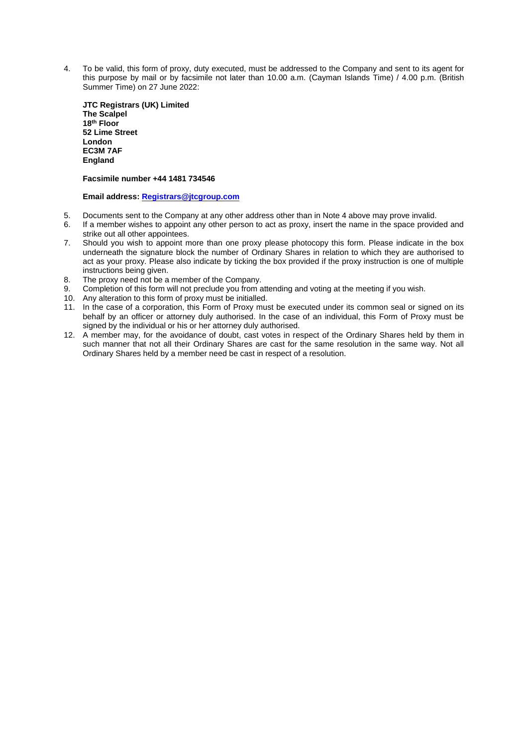4. To be valid, this form of proxy, duly executed, must be addressed to the Company and sent to its agent for this purpose by mail or by facsimile not later than 10.00 a.m. (Cayman Islands Time) / 4.00 p.m. (British Summer Time) on 27 June 2022:

   **JTC Registrars (UK) Limited**
   **The Scalpel**
   **18th Floor**
   **52 Lime Street**
   **London**
   **EC3M 7AF**
   **England**

   **Facsimile number +44 1481 734546**

   **Email address: Registrars@jtcgroup.com**

5. Documents sent to the Company at any other address other than in Note 4 above may prove invalid.
6. If a member wishes to appoint any other person to act as proxy, insert the name in the space provided and strike out all other appointees.
7. Should you wish to appoint more than one proxy please photocopy this form. Please indicate in the box underneath the signature block the number of Ordinary Shares in relation to which they are authorised to act as your proxy. Please also indicate by ticking the box provided if the proxy instruction is one of multiple instructions being given.
8. The proxy need not be a member of the Company.
9. Completion of this form will not preclude you from attending and voting at the meeting if you wish.
10. Any alteration to this form of proxy must be initialled.
11. In the case of a corporation, this Form of Proxy must be executed under its common seal or signed on its behalf by an officer or attorney duly authorised. In the case of an individual, this Form of Proxy must be signed by the individual or his or her attorney duly authorised.
12. A member may, for the avoidance of doubt, cast votes in respect of the Ordinary Shares held by them in such manner that not all their Ordinary Shares are cast for the same resolution in the same way. Not all Ordinary Shares held by a member need be cast in respect of a resolution.